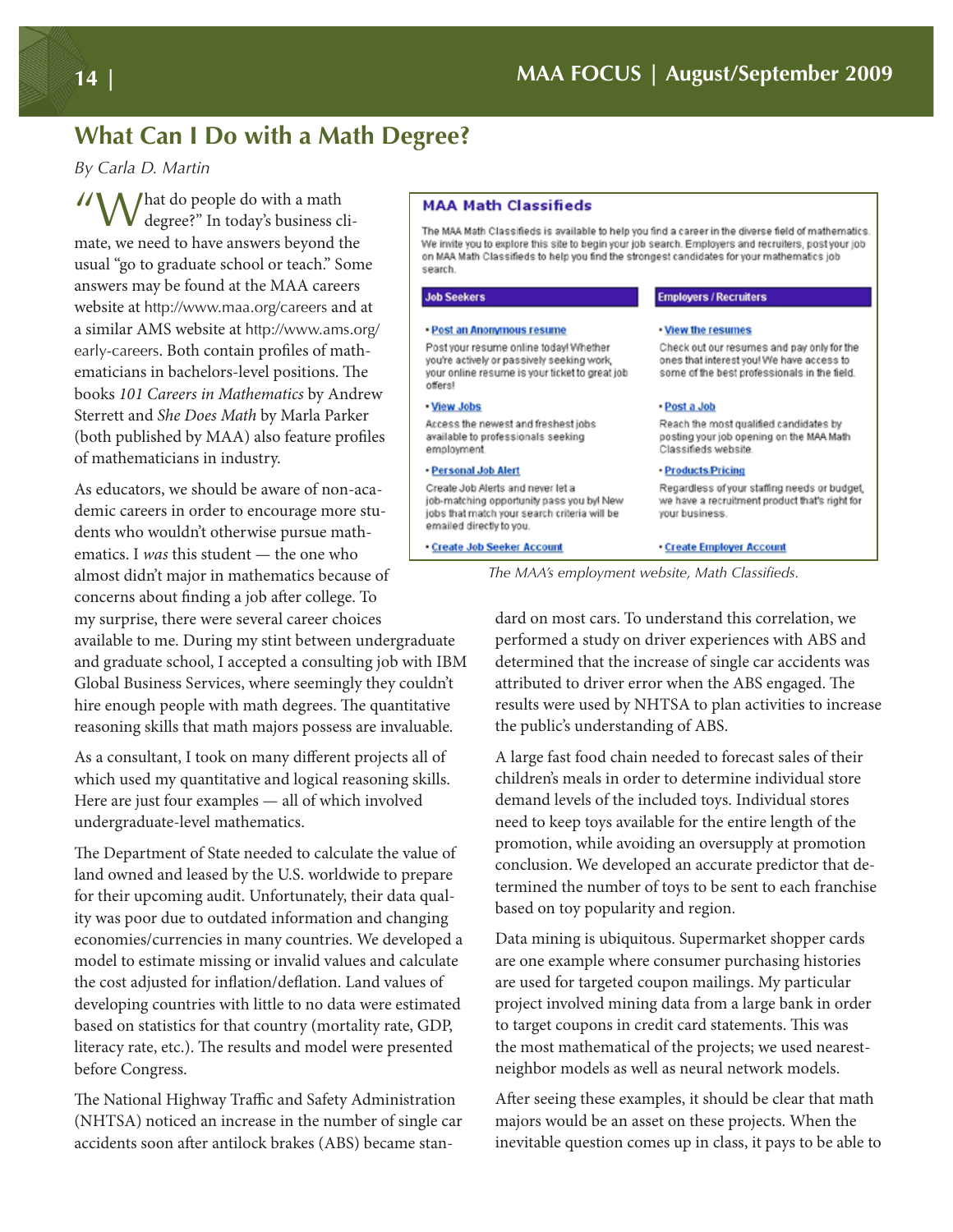# What Can I Do with a Math Degree?

*By Carla D. Martin*

"What do people do with a math degree?" In today's business climate, we need to have answers beyond the usual "go to graduate school or teach." Some answers may be found at the MAA careers website at http://www.maa.org/careers and at a similar AMS website at http://www.ams.org/early-careers. Both contain profiles of mathematicians in bachelors-level positions. The books *101 Careers in Mathematics* by Andrew Sterrett and *She Does Math* by Marla Parker (both published by MAA) also feature profiles of mathematicians in industry.

As educators, we should be aware of non-academic careers in order to encourage more students who wouldn't otherwise pursue mathematics. I *was* this student — the one who almost didn't major in mathematics because of concerns about finding a job after college. To my surprise, there were several career choices available to me. During my stint between undergraduate and graduate school, I accepted a consulting job with IBM Global Business Services, where seemingly they couldn't hire enough people with math degrees. The quantitative reasoning skills that math majors possess are invaluable.

As a consultant, I took on many different projects all of which used my quantitative and logical reasoning skills. Here are just four examples — all of which involved undergraduate-level mathematics.

The Department of State needed to calculate the value of land owned and leased by the U.S. worldwide to prepare for their upcoming audit. Unfortunately, their data quality was poor due to outdated information and changing economies/currencies in many countries. We developed a model to estimate missing or invalid values and calculate the cost adjusted for inflation/deflation. Land values of developing countries with little to no data were estimated based on statistics for that country (mortality rate, GDP, literacy rate, etc.). The results and model were presented before Congress.

The National Highway Traffic and Safety Administration (NHTSA) noticed an increase in the number of single car accidents soon after antilock brakes (ABS) became standard on most cars. To understand this correlation, we performed a study on driver experiences with ABS and determined that the increase of single car accidents was attributed to driver error when the ABS engaged. The results were used by NHTSA to plan activities to increase the public's understanding of ABS.

A large fast food chain needed to forecast sales of their children's meals in order to determine individual store demand levels of the included toys. Individual stores need to keep toys available for the entire length of the promotion, while avoiding an oversupply at promotion conclusion. We developed an accurate predictor that determined the number of toys to be sent to each franchise based on toy popularity and region.

Data mining is ubiquitous. Supermarket shopper cards are one example where consumer purchasing histories are used for targeted coupon mailings. My particular project involved mining data from a large bank in order to target coupons in credit card statements. This was the most mathematical of the projects; we used nearest-neighbor models as well as neural network models.

After seeing these examples, it should be clear that math majors would be an asset on these projects. When the inevitable question comes up in class, it pays to be able to

**MAA Math Classifieds**

The MAA Math Classifieds is available to help you find a career in the diverse field of mathematics. We invite you to explore this site to begin your job search. Employers and recruiters, post your job on MAA Math Classifieds to help you find the strongest candidates for your mathematics job search.

| Job Seekers | Employers / Recruiters |
|---|---|
| • Post an Anonymous resume<br>Post your resume online today! Whether you're actively or passively seeking work, your online resume is your ticket to great job offers! | • View the resumes<br>Check out our resumes and pay only for the ones that interest you! We have access to some of the best professionals in the field. |
| • View Jobs<br>Access the newest and freshest jobs available to professionals seeking employment. | • Post a Job<br>Reach the most qualified candidates by posting your job opening on the MAA Math Classifieds website. |
| • Personal Job Alert<br>Create Job Alerts and never let a job-matching opportunity pass you by! New jobs that match your search criteria will be emailed directly to you. | • Products/Pricing<br>Regardless of your staffing needs or budget, we have a recruitment product that's right for your business. |
| • Create Job Seeker Account | • Create Employer Account |

*The MAA's employment website, Math Classifieds.*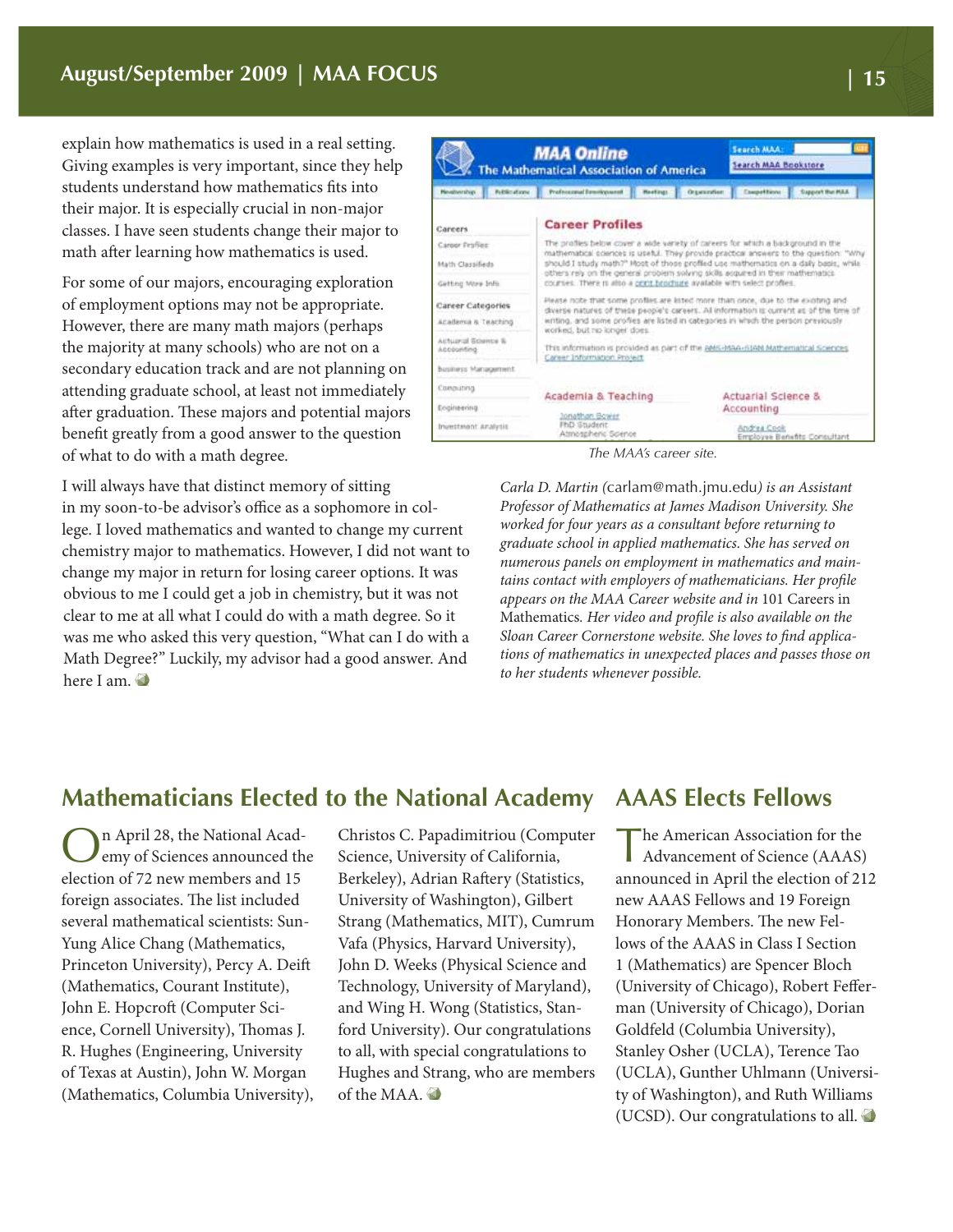explain how mathematics is used in a real setting. Giving examples is very important, since they help students understand how mathematics fits into their major. It is especially crucial in non-major classes. I have seen students change their major to math after learning how mathematics is used.

For some of our majors, encouraging exploration of employment options may not be appropriate. However, there are many math majors (perhaps the majority at many schools) who are not on a secondary education track and are not planning on attending graduate school, at least not immediately after graduation. These majors and potential majors benefit greatly from a good answer to the question of what to do with a math degree.

I will always have that distinct memory of sitting in my soon-to-be advisor's office as a sophomore in college. I loved mathematics and wanted to change my current chemistry major to mathematics. However, I did not want to change my major in return for losing career options. It was obvious to me I could get a job in chemistry, but it was not clear to me at all what I could do with a math degree. So it was me who asked this very question, "What can I do with a Math Degree?" Luckily, my advisor had a good answer. And here I am.

*The MAA's career site.*

*Carla D. Martin (*carlam@math.jmu.edu*) is an Assistant Professor of Mathematics at James Madison University. She worked for four years as a consultant before returning to graduate school in applied mathematics. She has served on numerous panels on employment in mathematics and maintains contact with employers of mathematicians. Her profile appears on the MAA Career website and in* 101 Careers in Mathematics*. Her video and profile is also available on the Sloan Career Cornerstone website. She loves to find applications of mathematics in unexpected places and passes those on to her students whenever possible.*

## Mathematicians Elected to the National Academy

On April 28, the National Academy of Sciences announced the election of 72 new members and 15 foreign associates. The list included several mathematical scientists: Sun-Yung Alice Chang (Mathematics, Princeton University), Percy A. Deift (Mathematics, Courant Institute), John E. Hopcroft (Computer Science, Cornell University), Thomas J. R. Hughes (Engineering, University of Texas at Austin), John W. Morgan (Mathematics, Columbia University), Christos C. Papadimitriou (Computer Science, University of California, Berkeley), Adrian Raftery (Statistics, University of Washington), Gilbert Strang (Mathematics, MIT), Cumrum Vafa (Physics, Harvard University), John D. Weeks (Physical Science and Technology, University of Maryland), and Wing H. Wong (Statistics, Stanford University). Our congratulations to all, with special congratulations to Hughes and Strang, who are members of the MAA.

## AAAS Elects Fellows

The American Association for the Advancement of Science (AAAS) announced in April the election of 212 new AAAS Fellows and 19 Foreign Honorary Members. The new Fellows of the AAAS in Class I Section 1 (Mathematics) are Spencer Bloch (University of Chicago), Robert Fefferman (University of Chicago), Dorian Goldfeld (Columbia University), Stanley Osher (UCLA), Terence Tao (UCLA), Gunther Uhlmann (University of Washington), and Ruth Williams (UCSD). Our congratulations to all.